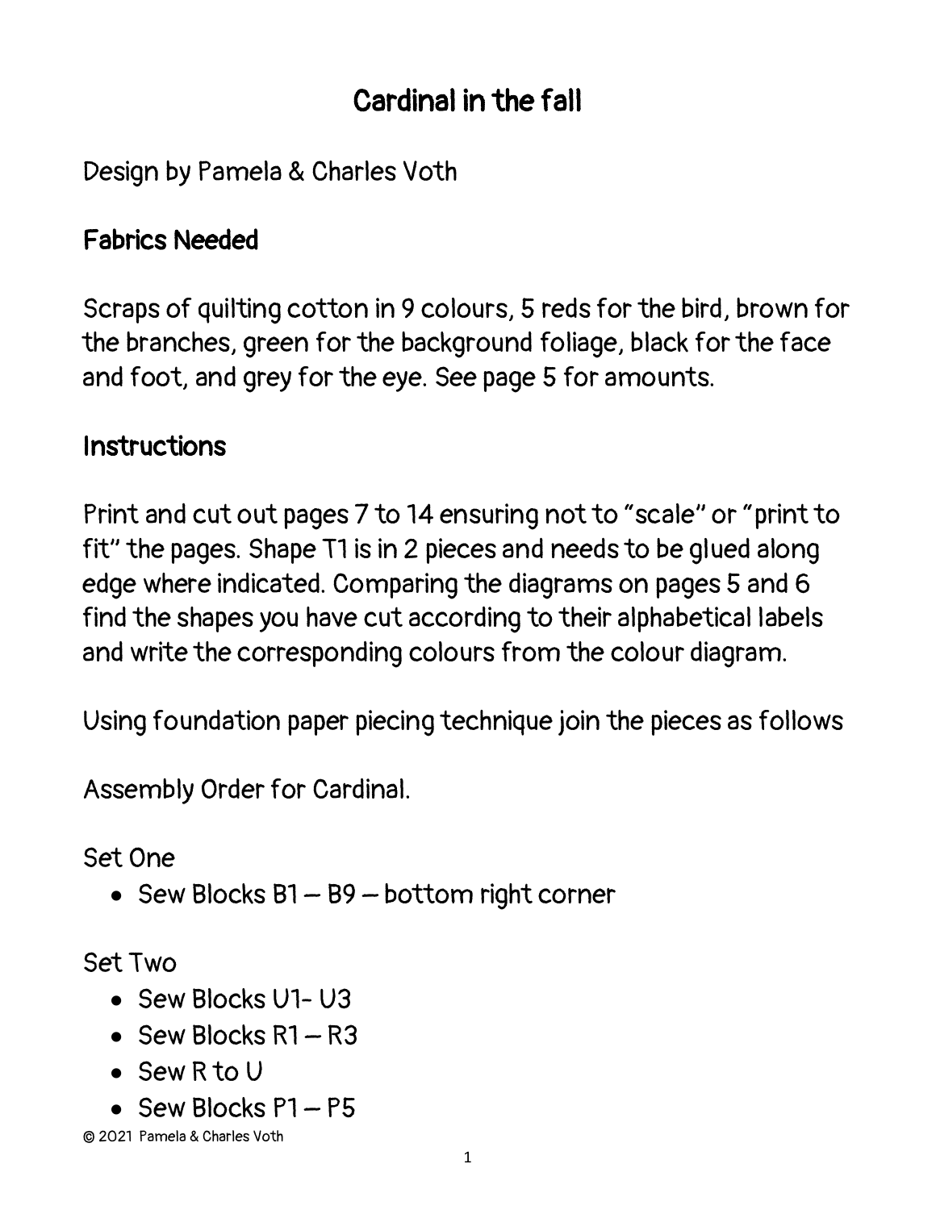# Cardinal in the fall

Design by Pamela & Charles Voth

## Fabrics Needed

Scraps of quilting cotton in 9 colours, 5 reds for the bird, brown for the branches, green for the background foliage, black for the face and foot, and grey for the eye. See page 5 for amounts.

## Instructions

Print and cut out pages 7 to 14 ensuring not to "scale" or "print to fit" the pages. Shape T1 is in 2 pieces and needs to be glued along edge where indicated. Comparing the diagrams on pages 5 and 6 find the shapes you have cut according to their alphabetical labels and write the corresponding colours from the colour diagram.

Using foundation paper piecing technique join the pieces as follows

Assembly Order for Cardinal.

Set One

- Sew Blocks B1 – B9 – bottom right corner

Set Two

- Sew Blocks U1- U3
- Sew Blocks R1 – R3
- Sew R to U
- Sew Blocks P1 – P5

© 2021 Pamela & Charles Voth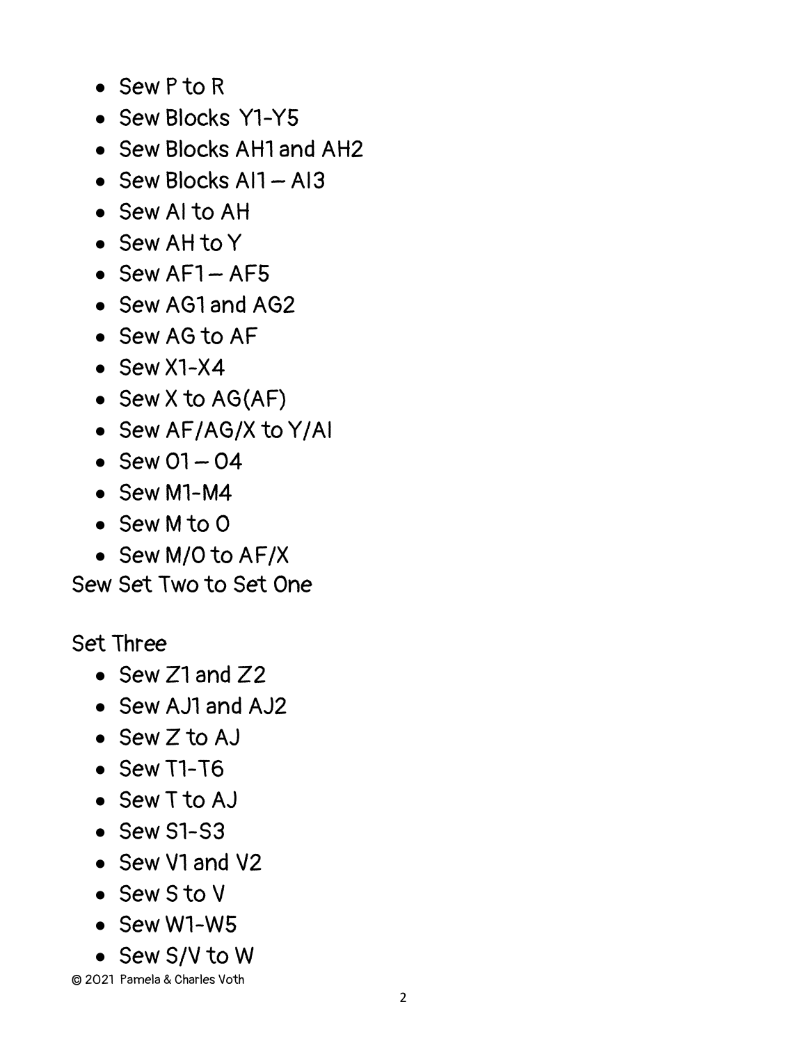- Sew P to R
- Sew Blocks Y1-Y5
- Sew Blocks AH1 and AH2
- Sew Blocks AI1 – AI3
- Sew AI to AH
- Sew AH to Y
- Sew AF1 – AF5
- Sew AG1 and AG2
- Sew AG to AF
- Sew X1-X4
- Sew X to AG(AF)
- Sew AF/AG/X to Y/AI
- Sew O1 – O4
- Sew M1-M4
- Sew M to O
- Sew M/O to AF/X

Sew Set Two to Set One

Set Three

- Sew Z1 and Z2
- Sew AJ1 and AJ2
- Sew Z to AJ
- Sew T1-T6
- Sew T to AJ
- Sew S1-S3
- Sew V1 and V2
- Sew S to V
- Sew W1-W5
- Sew S/V to W

© 2021 Pamela & Charles Voth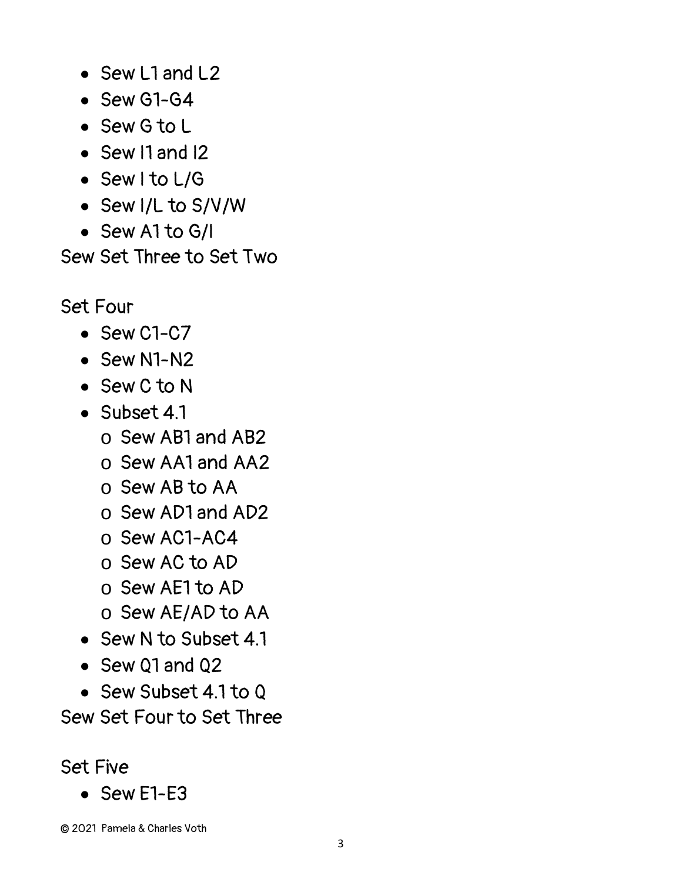- Sew L1 and L2
- Sew G1-G4
- Sew G to L
- Sew I1 and I2
- Sew I to L/G
- Sew I/L to S/V/W
- Sew A1 to G/I

Sew Set Three to Set Two

Set Four

- Sew C1-C7
- Sew N1-N2
- Sew C to N
- Subset 4.1
    - Sew AB1 and AB2
    - Sew AA1 and AA2
    - Sew AB to AA
    - Sew AD1 and AD2
    - Sew AC1-AC4
    - Sew AC to AD
    - Sew AE1 to AD
    - Sew AE/AD to AA
- Sew N to Subset 4.1
- Sew Q1 and Q2
- Sew Subset 4.1 to Q

Sew Set Four to Set Three

Set Five

- Sew E1-E3

© 2021 Pamela & Charles Voth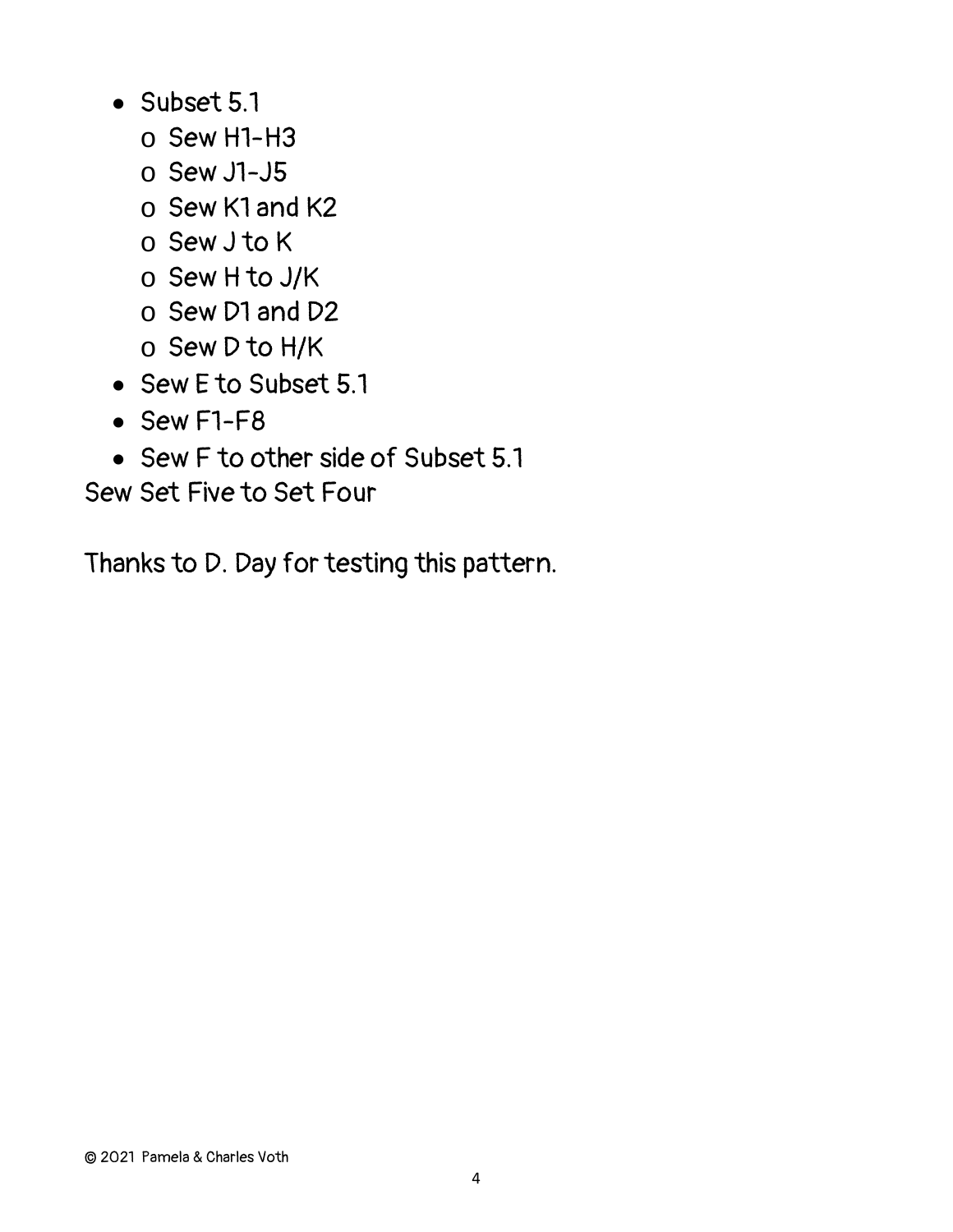- Subset 5.1
    - Sew H1-H3
    - Sew J1-J5
    - Sew K1 and K2
    - Sew J to K
    - Sew H to J/K
    - Sew D1 and D2
    - Sew D to H/K
- Sew E to Subset 5.1
- Sew F1-F8
- Sew F to other side of Subset 5.1

Sew Set Five to Set Four

Thanks to D. Day for testing this pattern.

© 2021 Pamela & Charles Voth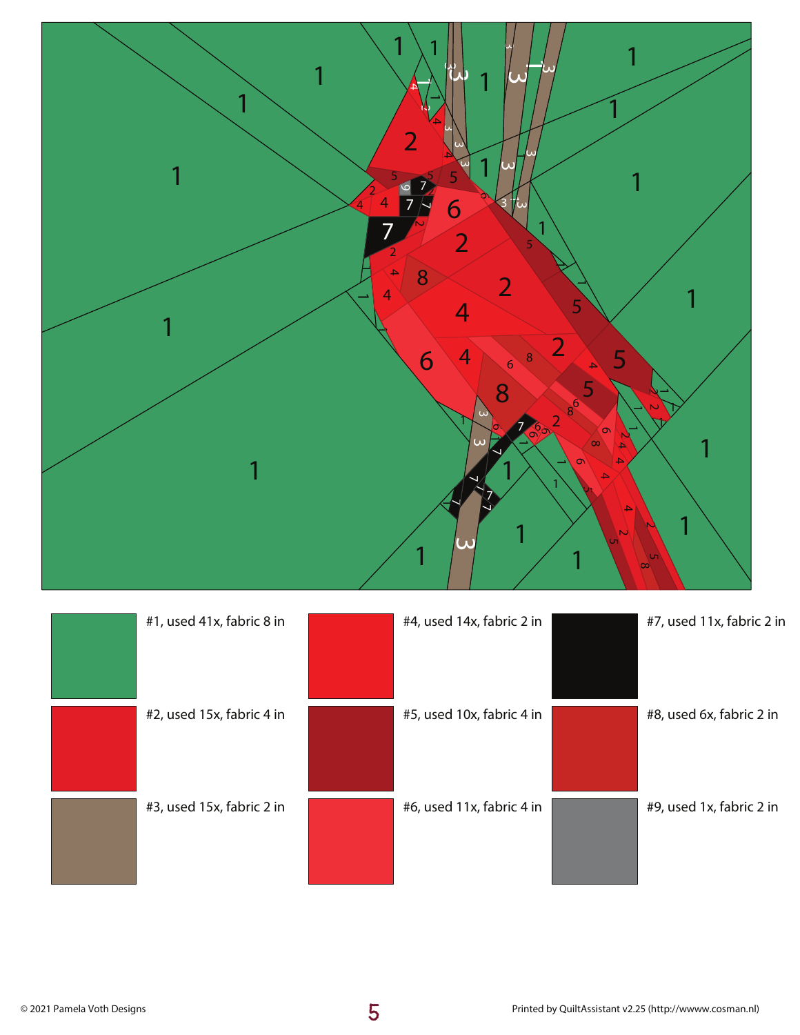| | | | | | |
|---|---|---|---|---|---|
| | #1, used 41x, fabric 8 in | | #4, used 14x, fabric 2 in | | #7, used 11x, fabric 2 in |
| | #2, used 15x, fabric 4 in | | #5, used 10x, fabric 4 in | | #8, used 6x, fabric 2 in |
| | #3, used 15x, fabric 2 in | | #6, used 11x, fabric 4 in | | #9, used 1x, fabric 2 in |

© 2021 Pamela Voth Designs

Printed by QuiltAssistant v2.25 (http://wwww.cosman.nl)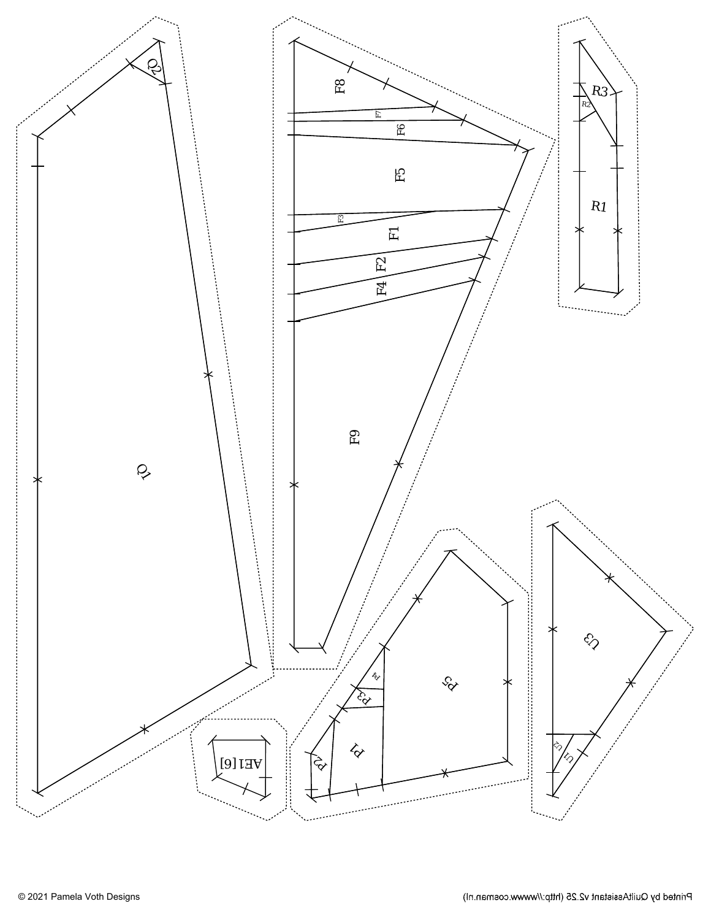Q2

Q1

F8

F7

F6

F5

F3

F1

F2

F4

F9

R3

R2

R1

AE1 [6]

P4

P3

P5

P1

P2

U3

U2

U1

© 2021 Pamela Voth Designs

Printed by QuiltAssistant v2.25 (http://www.cosman.nl)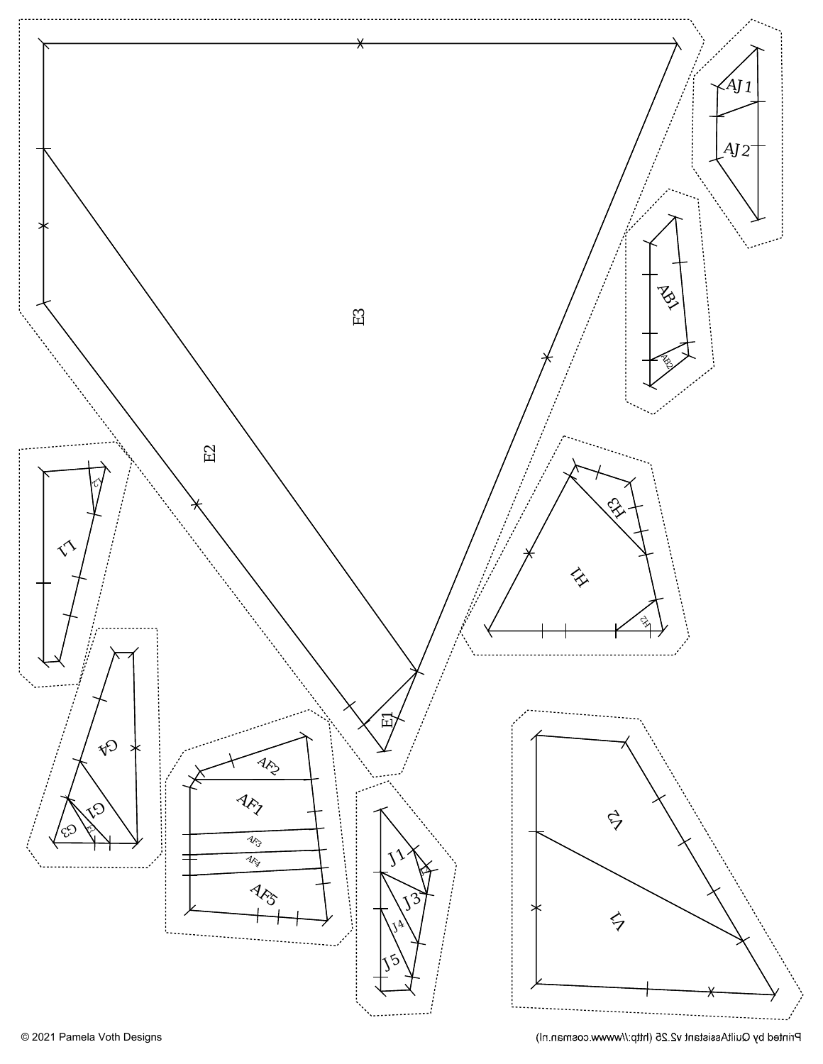E3

E2

E1

AJ1

AJ2

AB1

AB2

L1

L2

H3

H1

H2

G4

G1

G3

G2

AF2

AF1

AF3

AF4

AF5

J1

J2

J3

J4

J5

V2

V1

© 2021 Pamela Voth Designs

Printed by QuiltAssistant v2.25 (http://www.cosman.nl)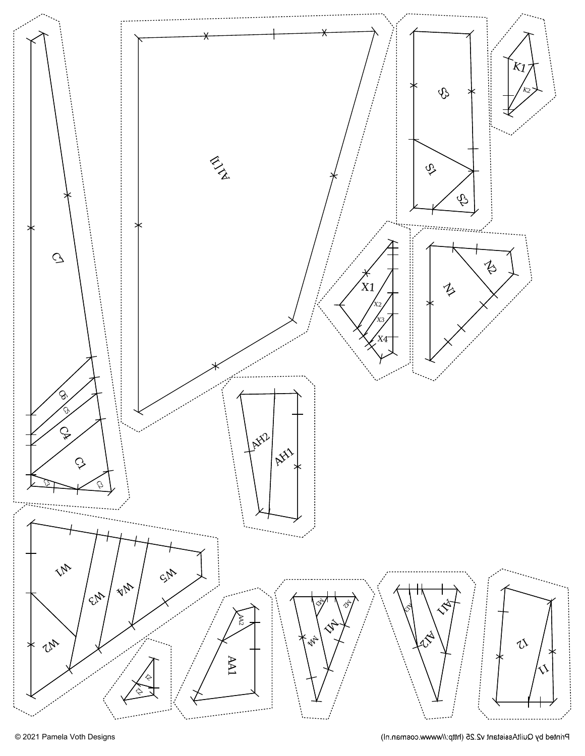C7

C6

C5

C4

C1

C3

C2

A1(1)

S3

S1

S2

K1

K2

X1

X2

X3

X4

N1

N2

AH2

AH1

W1

W2

W3

W4

W5

Z1

Z2

AA1

AA2

M1

M2

M3

M4

AI1

AI2

AI3

I1

I2

© 2021 Pamela Voth Designs

Printed by QuiltAssistant v2.25 (http://www.cosman.nl)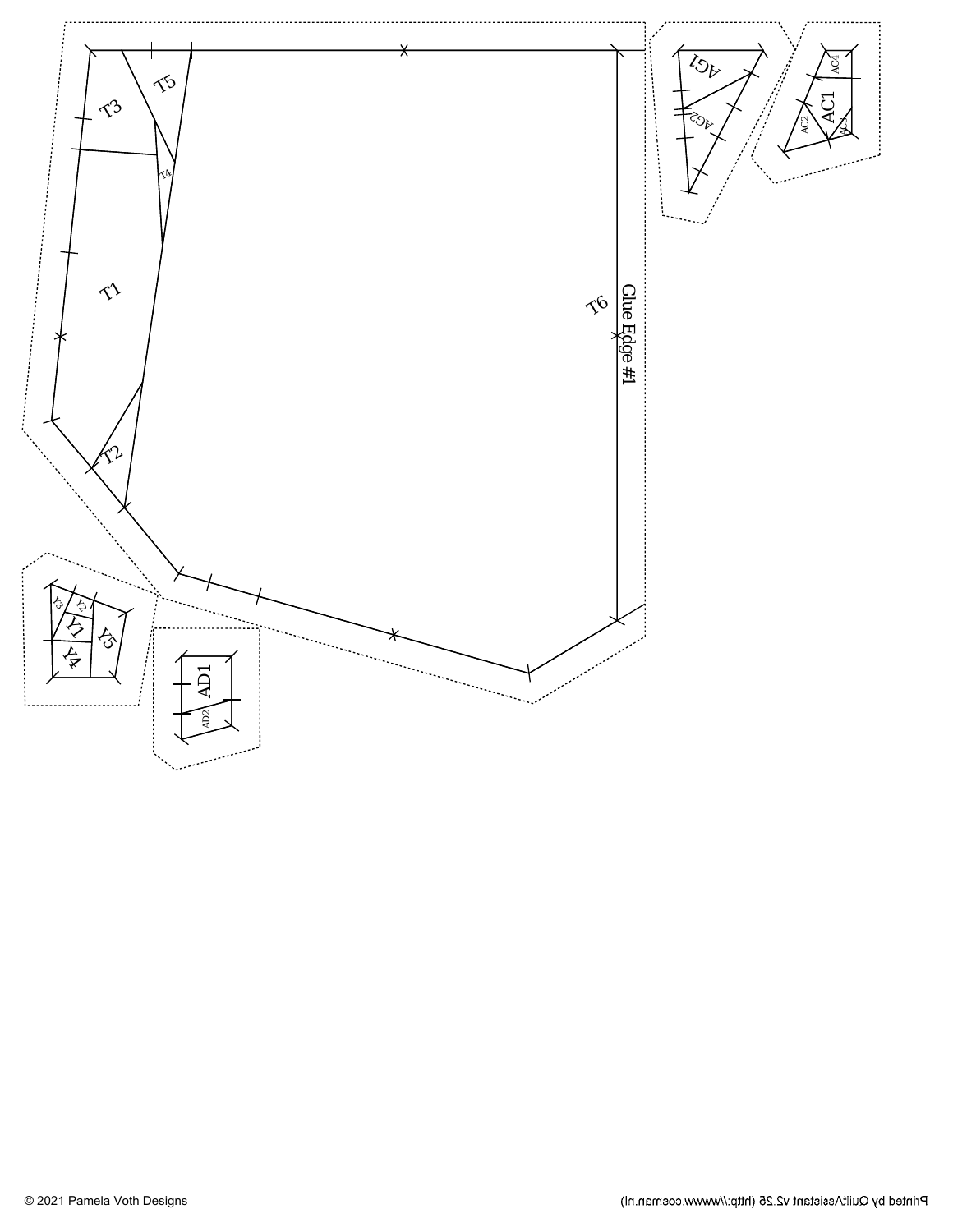T3

T5

T4

T1

T2

T6

Glue Edge #1

AG1

AG2

AC4

AC1

AC2

AC3

Y3

Y2

Y1

Y5

Y4

AD1

AD2

© 2021 Pamela Voth Designs

Printed by QuiltAssistant v2.25 (http://www.cosman.nl)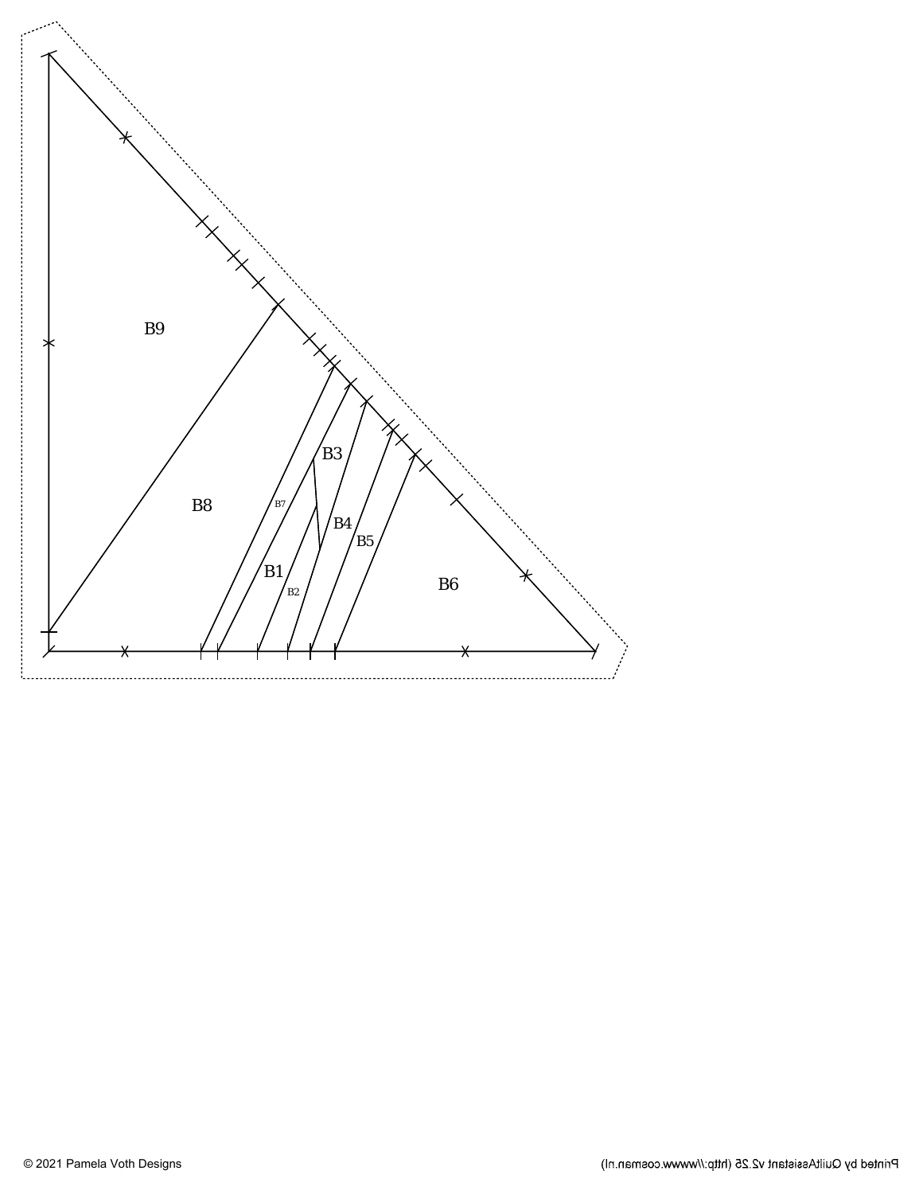B9

B8

B7

B3

B4

B5

B1

B2

B6

© 2021 Pamela Voth Designs

Printed by QuiltAssistant v2.25 (http://www.cosman.nl)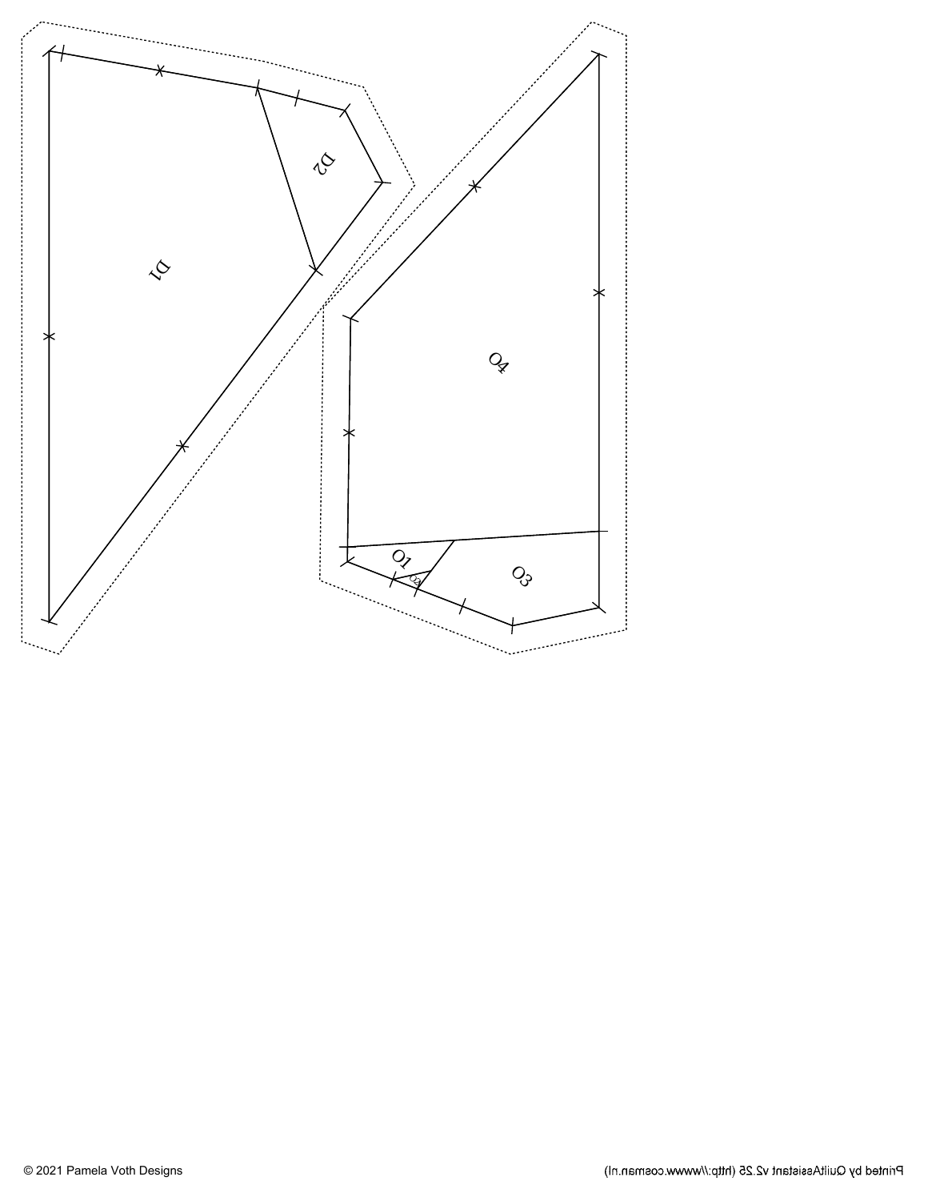D1

D2

O4

O1

O2

O3

© 2021 Pamela Voth Designs

Printed by QuiltAssistant v2.25 (http://www.cosman.nl)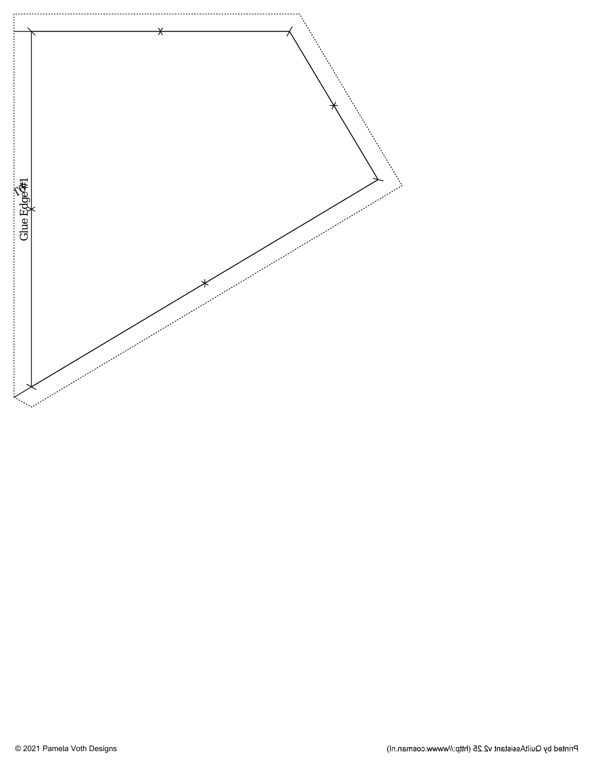r3

Glue Edge #1

© 2021 Pamela Voth Designs

Printed by QuiltAssistant v2.25 (http://www.cosman.nl)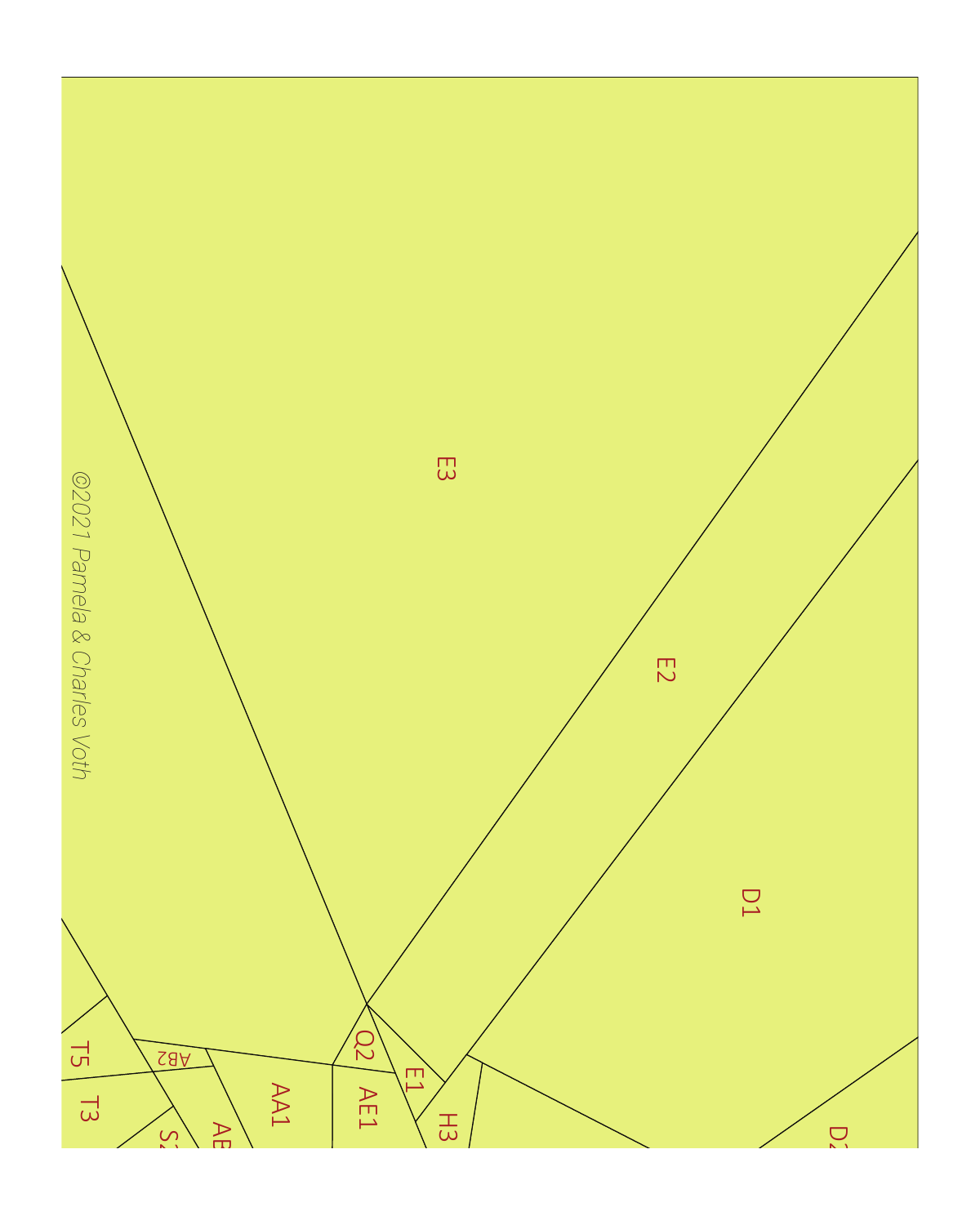E3

E2

D1

©2021 Pamela & Charles Voth

Q2

E1

H3

AE1

AA1

AB2

T5

T3

S2

AB

D2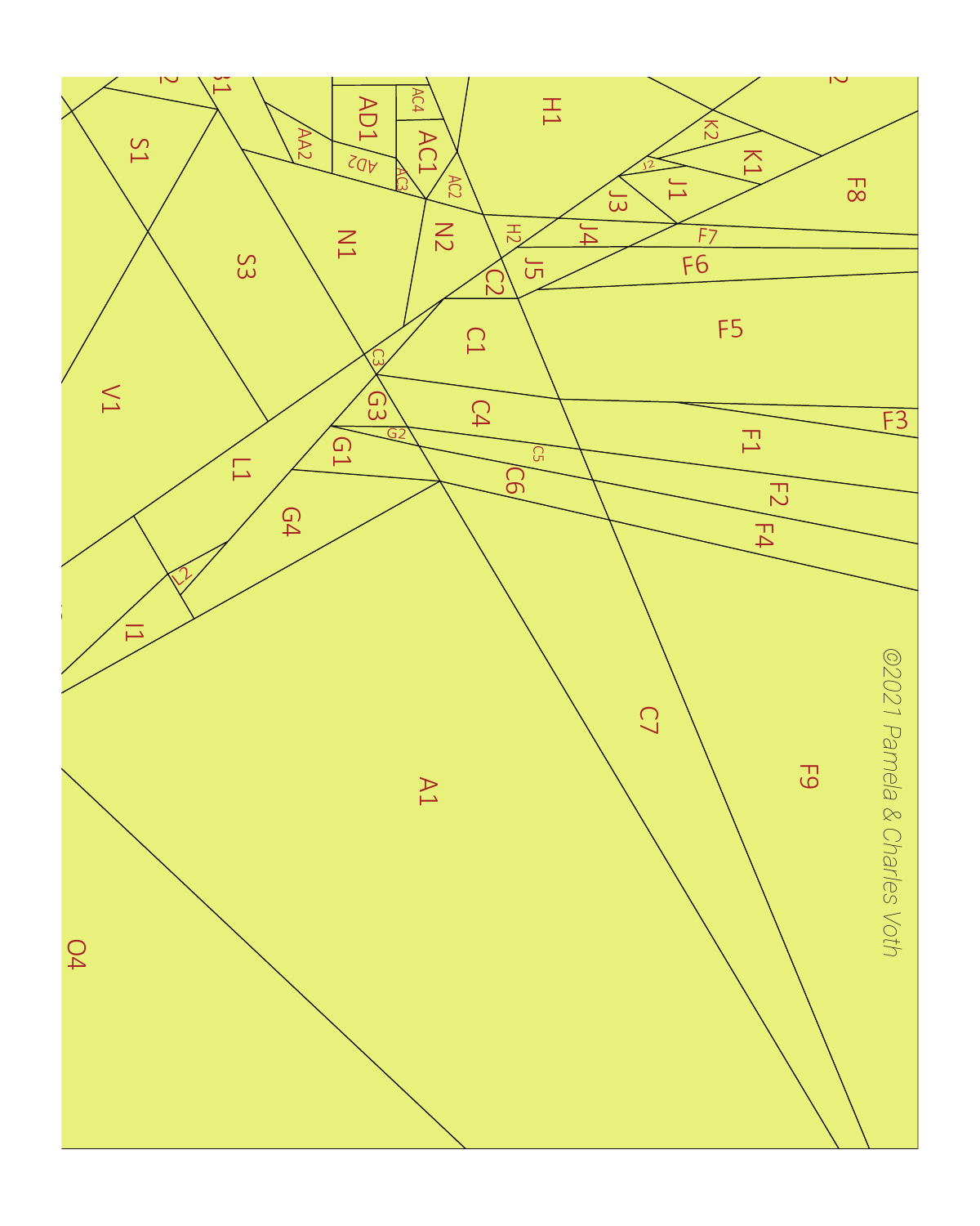S1 AA2 AD1 AD2 AC4 AC1 AC3 AC2 H1 K2 K1 J2 J1 J3 F8

N1 S3 N2 H2 J4 F7 F6 J5 C2

C1 F5 V1 C3 G3 C4 F1 F3 G2 G1 C5 L1 C6 F2 F4 G4

L2 I1 C7 F9 A1 O4

©2021 Pamela & Charles Voth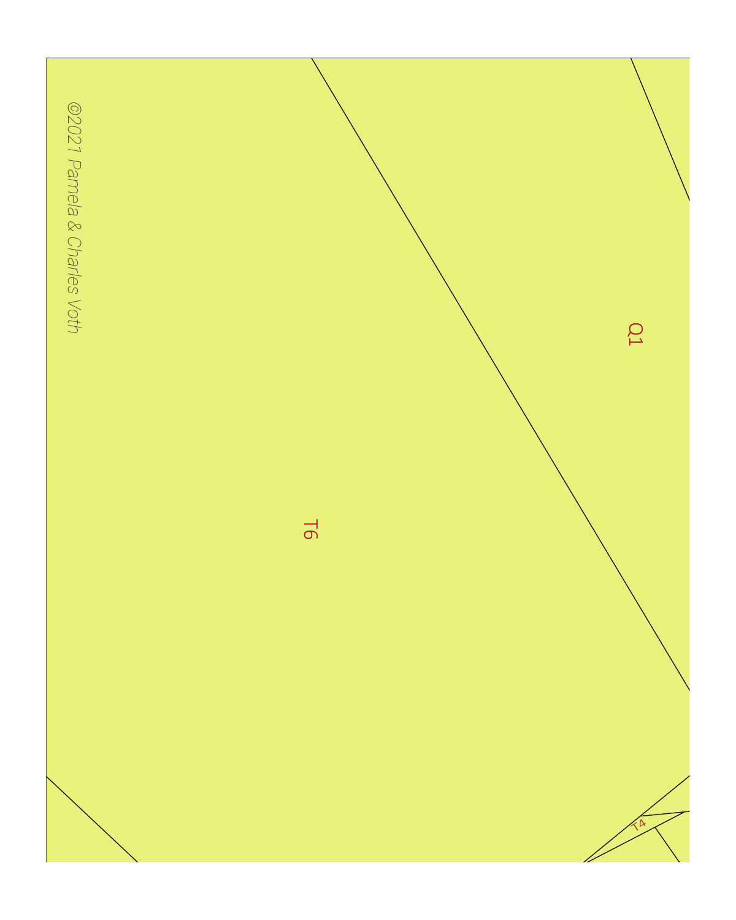©2021 Pamela & Charles Voth

Q1

T6

T4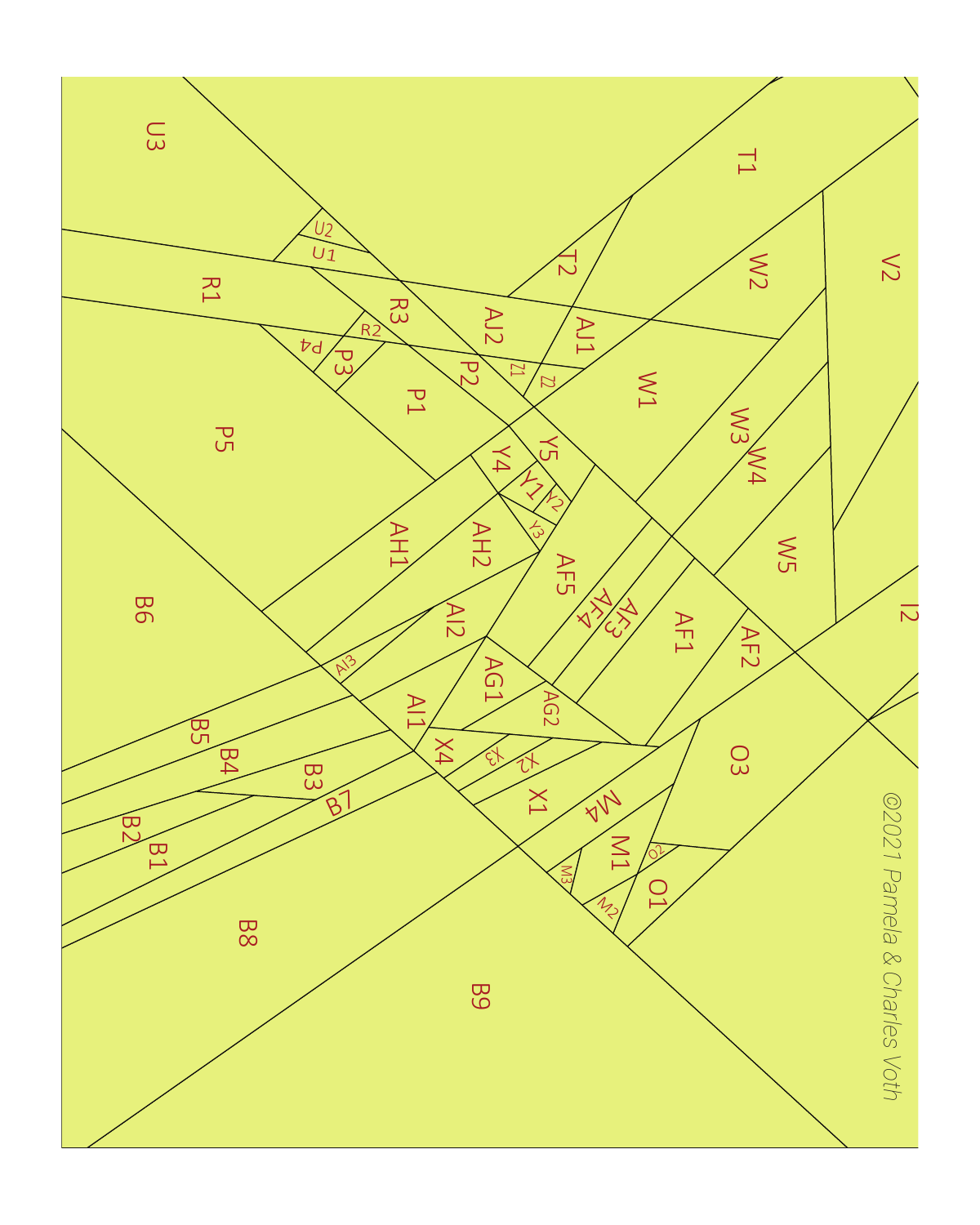U3
U2
U1
R1
R3
R2
P4
P3
P1
P2
P5
AJ2
AJ1
T2
T1
W2
V2
Z1
Z2
W1
W3
W4
W5
Y5
Y4
Y1
Y2
Y3
AH1
AH2
AF5
AF4
AF3
AF1
AF2
I2
B6
AI2
AI3
AG1
AG2
AI1
B5
B4
B3
B7
X4
X3
X2
X1
O3
M4
M1
O2
M3
M2
O1
B2
B1
B8
B9

©2021 Pamela & Charles Voth